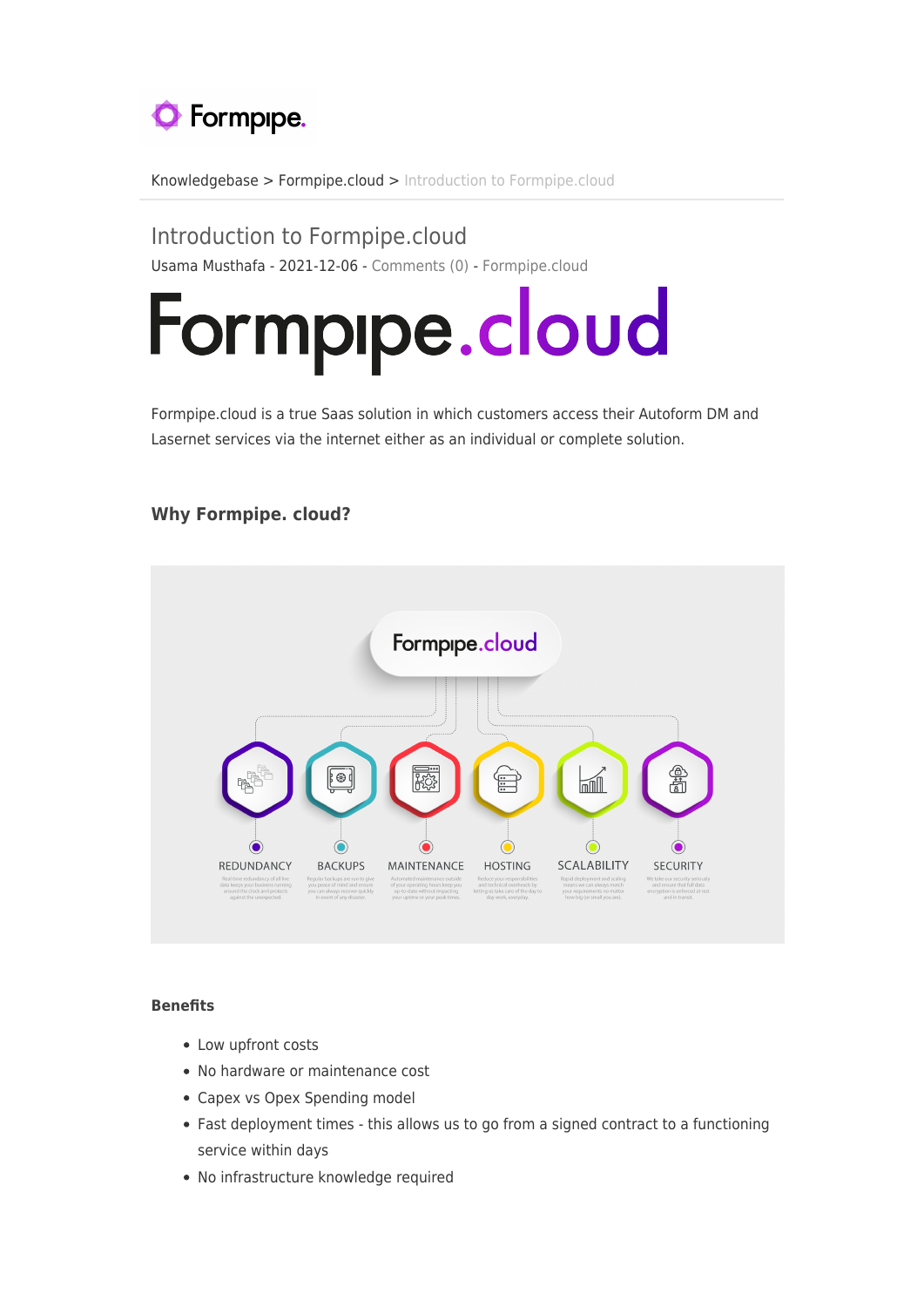Knowledgebase > Formpipe.cloud > Introduction to Formpipe.cloud

# Introduction to Formpipe.cloud

Usama Musthafa - 2021-12-06 - Comments (0) - Formpipe.cloud

Formpipe.cloud is a true Saas solution in which customers access their Autoform DM and Lasernet services via the internet either as an individual or complete solution.

### Why Formpipe. cloud?

Formpipe.cloud

REDUNDANCY

BACKUPS

MAINTENANCE

HOSTING

SCALABILITY

SECURITY

#### Benefits

- Low upfront costs
- No hardware or maintenance cost
- Capex vs Opex Spending model
- Fast deployment times - this allows us to go from a signed contract to a functioning service within days
- No infrastructure knowledge required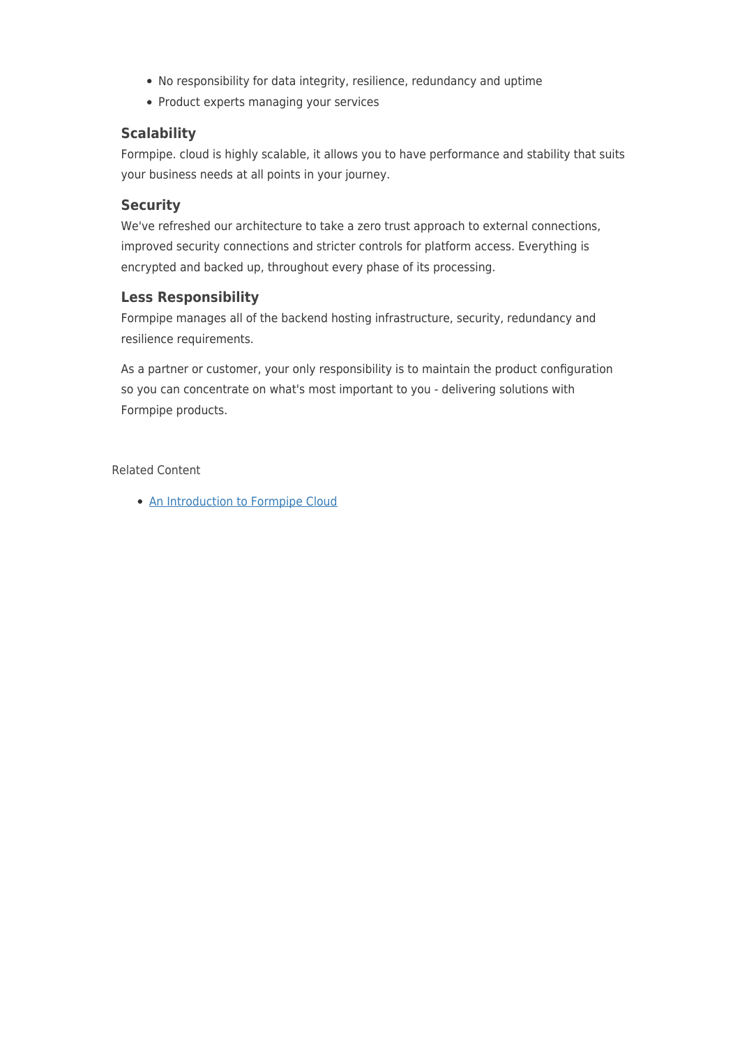- No responsibility for data integrity, resilience, redundancy and uptime
- Product experts managing your services

### Scalability

Formpipe. cloud is highly scalable, it allows you to have performance and stability that suits your business needs at all points in your journey.

### Security

We've refreshed our architecture to take a zero trust approach to external connections, improved security connections and stricter controls for platform access. Everything is encrypted and backed up, throughout every phase of its processing.

### Less Responsibility

Formpipe manages all of the backend hosting infrastructure, security, redundancy and resilience requirements.

As a partner or customer, your only responsibility is to maintain the product configuration so you can concentrate on what's most important to you - delivering solutions with Formpipe products.

Related Content

- An Introduction to Formpipe Cloud